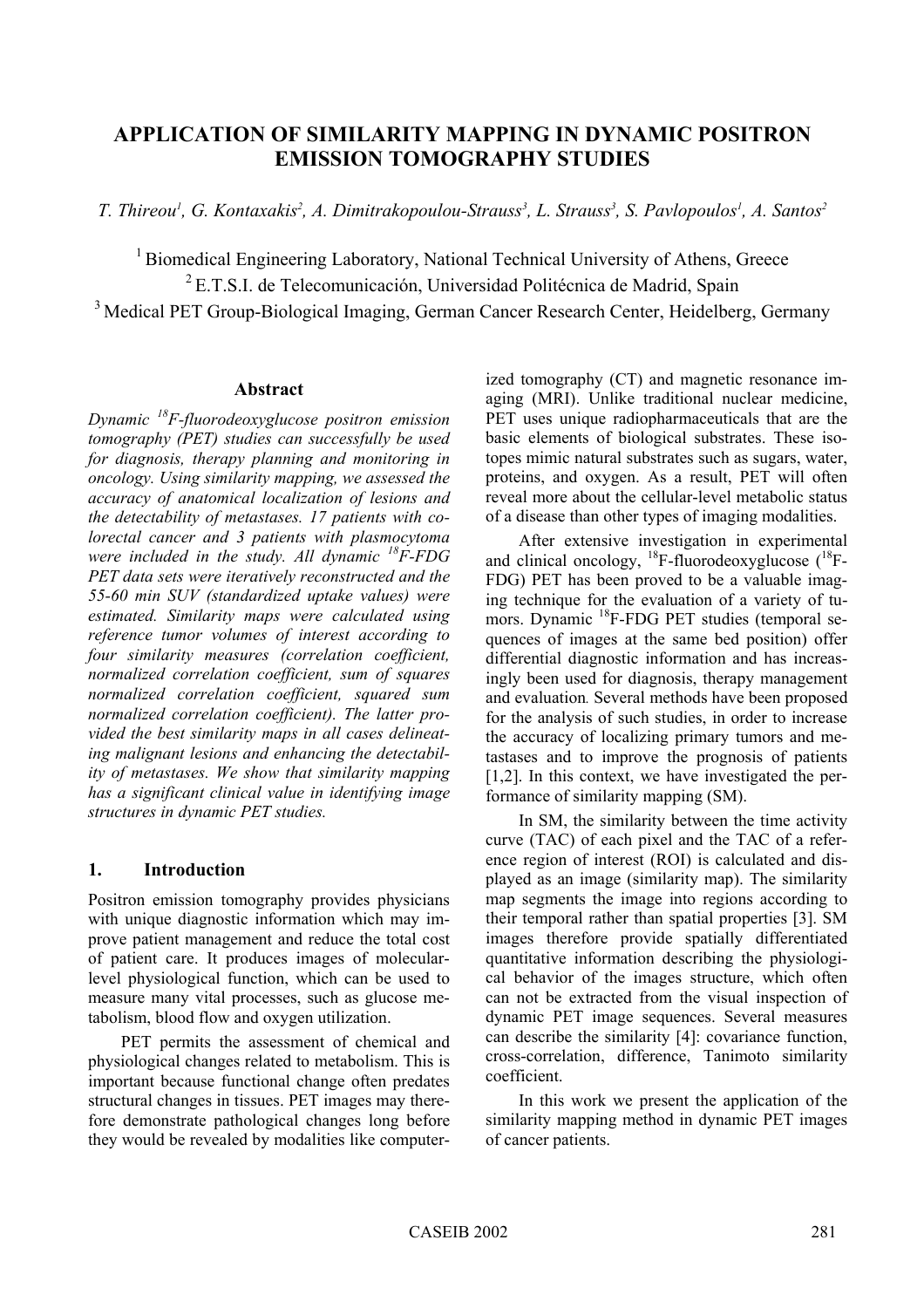# APPLICATION OF SIMILARITY MAPPING IN DYNAMIC POSITRON EMISSION TOMOGRAPHY STUDIES

*T. Thireou[1], G. Kontaxakis[2], A. Dimitrakopoulou-Strauss[3], L. Strauss[3], S. Pavlopoulos[1], A. Santos[2]*

[1] Biomedical Engineering Laboratory, National Technical University of Athens, Greece
[2] E.T.S.I. de Telecomunicación, Universidad Politécnica de Madrid, Spain
[3] Medical PET Group-Biological Imaging, German Cancer Research Center, Heidelberg, Germany

## Abstract

*Dynamic $^{18}$F-fluorodeoxyglucose positron emission tomography (PET) studies can successfully be used for diagnosis, therapy planning and monitoring in oncology. Using similarity mapping, we assessed the accuracy of anatomical localization of lesions and the detectability of metastases. 17 patients with colorectal cancer and 3 patients with plasmocytoma were included in the study. All dynamic $^{18}$F-FDG PET data sets were iteratively reconstructed and the 55-60 min SUV (standardized uptake values) were estimated. Similarity maps were calculated using reference tumor volumes of interest according to four similarity measures (correlation coefficient, normalized correlation coefficient, sum of squares normalized correlation coefficient, squared sum normalized correlation coefficient). The latter provided the best similarity maps in all cases delineating malignant lesions and enhancing the detectability of metastases. We show that similarity mapping has a significant clinical value in identifying image structures in dynamic PET studies.*

## 1. Introduction

Positron emission tomography provides physicians with unique diagnostic information which may improve patient management and reduce the total cost of patient care. It produces images of molecular-level physiological function, which can be used to measure many vital processes, such as glucose metabolism, blood flow and oxygen utilization.

PET permits the assessment of chemical and physiological changes related to metabolism. This is important because functional change often predates structural changes in tissues. PET images may therefore demonstrate pathological changes long before they would be revealed by modalities like computerized tomography (CT) and magnetic resonance imaging (MRI). Unlike traditional nuclear medicine, PET uses unique radiopharmaceuticals that are the basic elements of biological substrates. These isotopes mimic natural substrates such as sugars, water, proteins, and oxygen. As a result, PET will often reveal more about the cellular-level metabolic status of a disease than other types of imaging modalities.

After extensive investigation in experimental and clinical oncology, $^{18}$F-fluorodeoxyglucose ($^{18}$F-FDG) PET has been proved to be a valuable imaging technique for the evaluation of a variety of tumors. Dynamic $^{18}$F-FDG PET studies (temporal sequences of images at the same bed position) offer differential diagnostic information and has increasingly been used for diagnosis, therapy management and evaluation. Several methods have been proposed for the analysis of such studies, in order to increase the accuracy of localizing primary tumors and metastases and to improve the prognosis of patients [1,2]. In this context, we have investigated the performance of similarity mapping (SM).

In SM, the similarity between the time activity curve (TAC) of each pixel and the TAC of a reference region of interest (ROI) is calculated and displayed as an image (similarity map). The similarity map segments the image into regions according to their temporal rather than spatial properties [3]. SM images therefore provide spatially differentiated quantitative information describing the physiological behavior of the images structure, which often can not be extracted from the visual inspection of dynamic PET image sequences. Several measures can describe the similarity [4]: covariance function, cross-correlation, difference, Tanimoto similarity coefficient.

In this work we present the application of the similarity mapping method in dynamic PET images of cancer patients.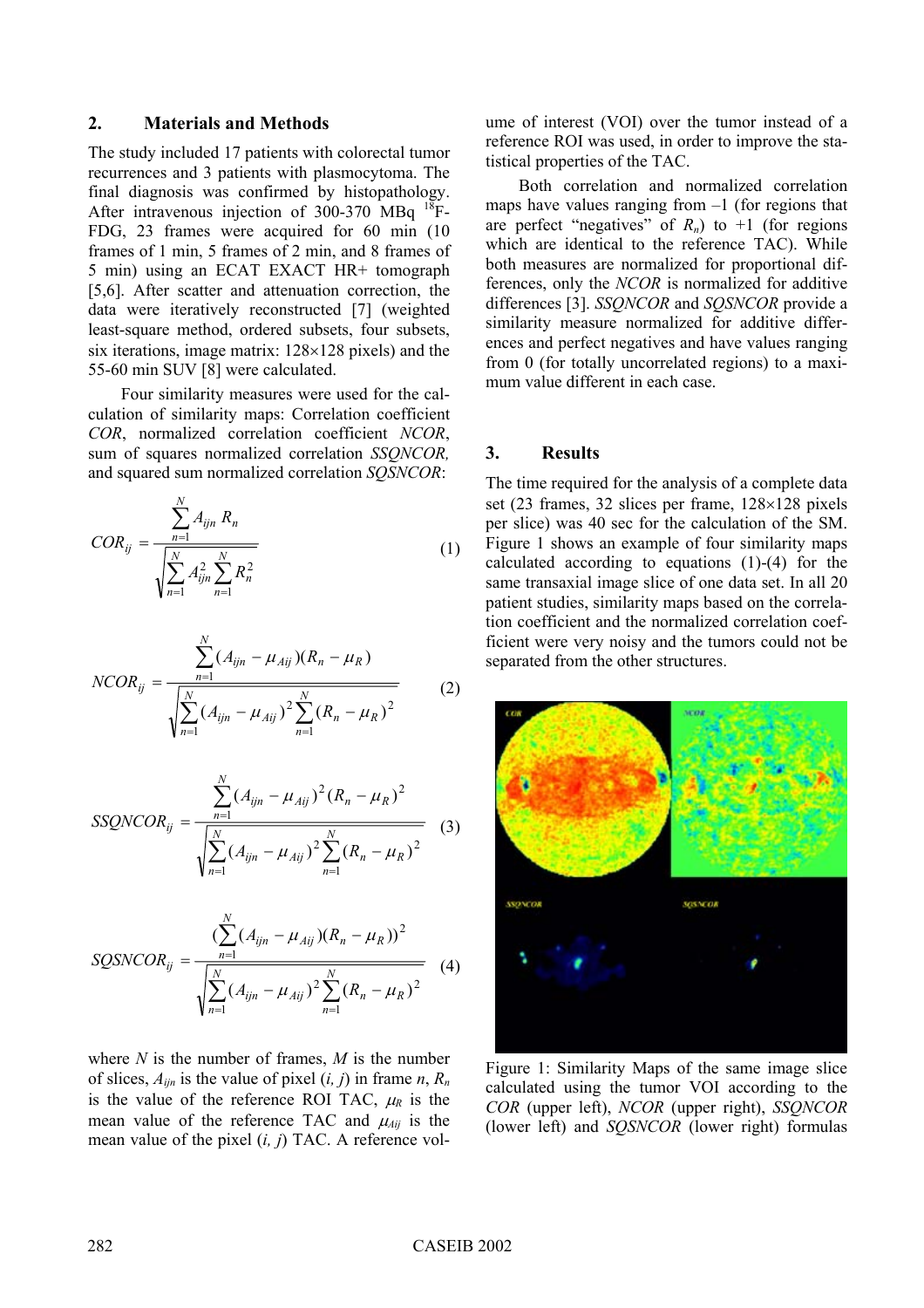## 2. Materials and Methods

The study included 17 patients with colorectal tumor recurrences and 3 patients with plasmocytoma. The final diagnosis was confirmed by histopathology. After intravenous injection of 300-370 MBq $^{18}$F-FDG, 23 frames were acquired for 60 min (10 frames of 1 min, 5 frames of 2 min, and 8 frames of 5 min) using an ECAT EXACT HR+ tomograph [5,6]. After scatter and attenuation correction, the data were iteratively reconstructed [7] (weighted least-square method, ordered subsets, four subsets, six iterations, image matrix: 128×128 pixels) and the 55-60 min SUV [8] were calculated.

Four similarity measures were used for the calculation of similarity maps: Correlation coefficient *COR*, normalized correlation coefficient *NCOR*, sum of squares normalized correlation *SSQNCOR*, and squared sum normalized correlation *SQSNCOR*:

$$COR_{ij} = \frac{\sum_{n=1}^{N} A_{ijn} R_n}{\sqrt{\sum_{n=1}^{N} A_{ijn}^2 \sum_{n=1}^{N} R_n^2}} \quad (1)$$

$$NCOR_{ij} = \frac{\sum_{n=1}^{N} (A_{ijn} - \mu_{Aij})(R_n - \mu_R)}{\sqrt{\sum_{n=1}^{N} (A_{ijn} - \mu_{Aij})^2 \sum_{n=1}^{N} (R_n - \mu_R)^2}} \quad (2)$$

$$SSQNCOR_{ij} = \frac{\sum_{n=1}^{N} (A_{ijn} - \mu_{Aij})^2 (R_n - \mu_R)^2}{\sqrt{\sum_{n=1}^{N} (A_{ijn} - \mu_{Aij})^2 \sum_{n=1}^{N} (R_n - \mu_R)^2}} \quad (3)$$

$$SQSNCOR_{ij} = \frac{\left(\sum_{n=1}^{N} (A_{ijn} - \mu_{Aij})(R_n - \mu_R)\right)^2}{\sqrt{\sum_{n=1}^{N} (A_{ijn} - \mu_{Aij})^2 \sum_{n=1}^{N} (R_n - \mu_R)^2}} \quad (4)$$

where $N$ is the number of frames, $M$ is the number of slices, $A_{ijn}$ is the value of pixel $(i, j)$ in frame $n$, $R_n$ is the value of the reference ROI TAC, $\mu_R$ is the mean value of the reference TAC and $\mu_{Aij}$ is the mean value of the pixel $(i, j)$ TAC. A reference volume of interest (VOI) over the tumor instead of a reference ROI was used, in order to improve the statistical properties of the TAC.

Both correlation and normalized correlation maps have values ranging from –1 (for regions that are perfect "negatives" of $R_n$) to +1 (for regions which are identical to the reference TAC). While both measures are normalized for proportional differences, only the *NCOR* is normalized for additive differences [3]. *SSQNCOR* and *SQSNCOR* provide a similarity measure normalized for additive differences and perfect negatives and have values ranging from 0 (for totally uncorrelated regions) to a maximum value different in each case.

## 3. Results

The time required for the analysis of a complete data set (23 frames, 32 slices per frame, 128×128 pixels per slice) was 40 sec for the calculation of the SM. Figure 1 shows an example of four similarity maps calculated according to equations (1)-(4) for the same transaxial image slice of one data set. In all 20 patient studies, similarity maps based on the correlation coefficient and the normalized correlation coefficient were very noisy and the tumors could not be separated from the other structures.

Figure 1: Similarity Maps of the same image slice calculated using the tumor VOI according to the *COR* (upper left), *NCOR* (upper right), *SSQNCOR* (lower left) and *SQSNCOR* (lower right) formulas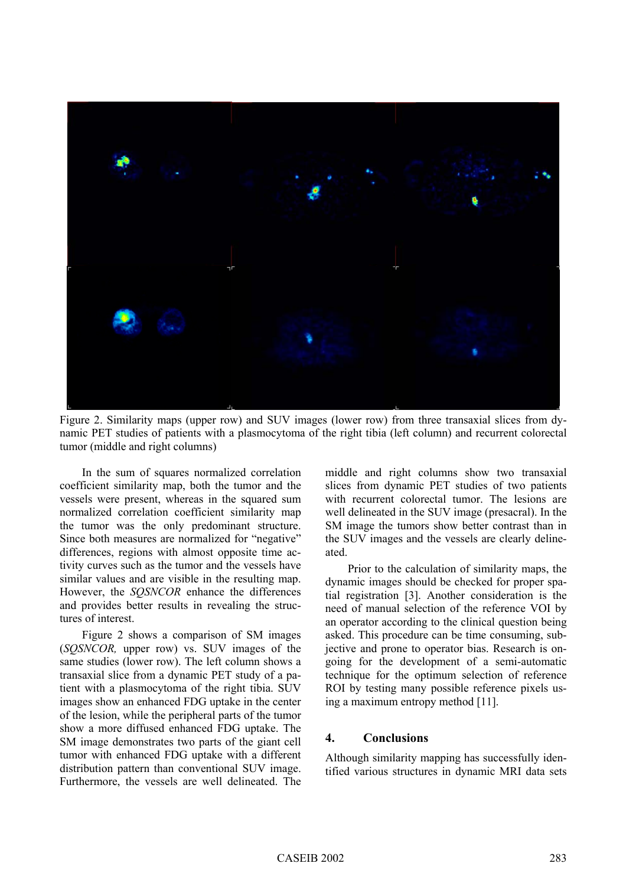Figure 2. Similarity maps (upper row) and SUV images (lower row) from three transaxial slices from dynamic PET studies of patients with a plasmocytoma of the right tibia (left column) and recurrent colorectal tumor (middle and right columns)

In the sum of squares normalized correlation coefficient similarity map, both the tumor and the vessels were present, whereas in the squared sum normalized correlation coefficient similarity map the tumor was the only predominant structure. Since both measures are normalized for "negative" differences, regions with almost opposite time activity curves such as the tumor and the vessels have similar values and are visible in the resulting map. However, the *SQSNCOR* enhance the differences and provides better results in revealing the structures of interest.

Figure 2 shows a comparison of SM images (*SQSNCOR,* upper row) vs. SUV images of the same studies (lower row). The left column shows a transaxial slice from a dynamic PET study of a patient with a plasmocytoma of the right tibia. SUV images show an enhanced FDG uptake in the center of the lesion, while the peripheral parts of the tumor show a more diffused enhanced FDG uptake. The SM image demonstrates two parts of the giant cell tumor with enhanced FDG uptake with a different distribution pattern than conventional SUV image. Furthermore, the vessels are well delineated. The middle and right columns show two transaxial slices from dynamic PET studies of two patients with recurrent colorectal tumor. The lesions are well delineated in the SUV image (presacral). In the SM image the tumors show better contrast than in the SUV images and the vessels are clearly delineated.

Prior to the calculation of similarity maps, the dynamic images should be checked for proper spatial registration [3]. Another consideration is the need of manual selection of the reference VOI by an operator according to the clinical question being asked. This procedure can be time consuming, subjective and prone to operator bias. Research is ongoing for the development of a semi-automatic technique for the optimum selection of reference ROI by testing many possible reference pixels using a maximum entropy method [11].

## 4. Conclusions

Although similarity mapping has successfully identified various structures in dynamic MRI data sets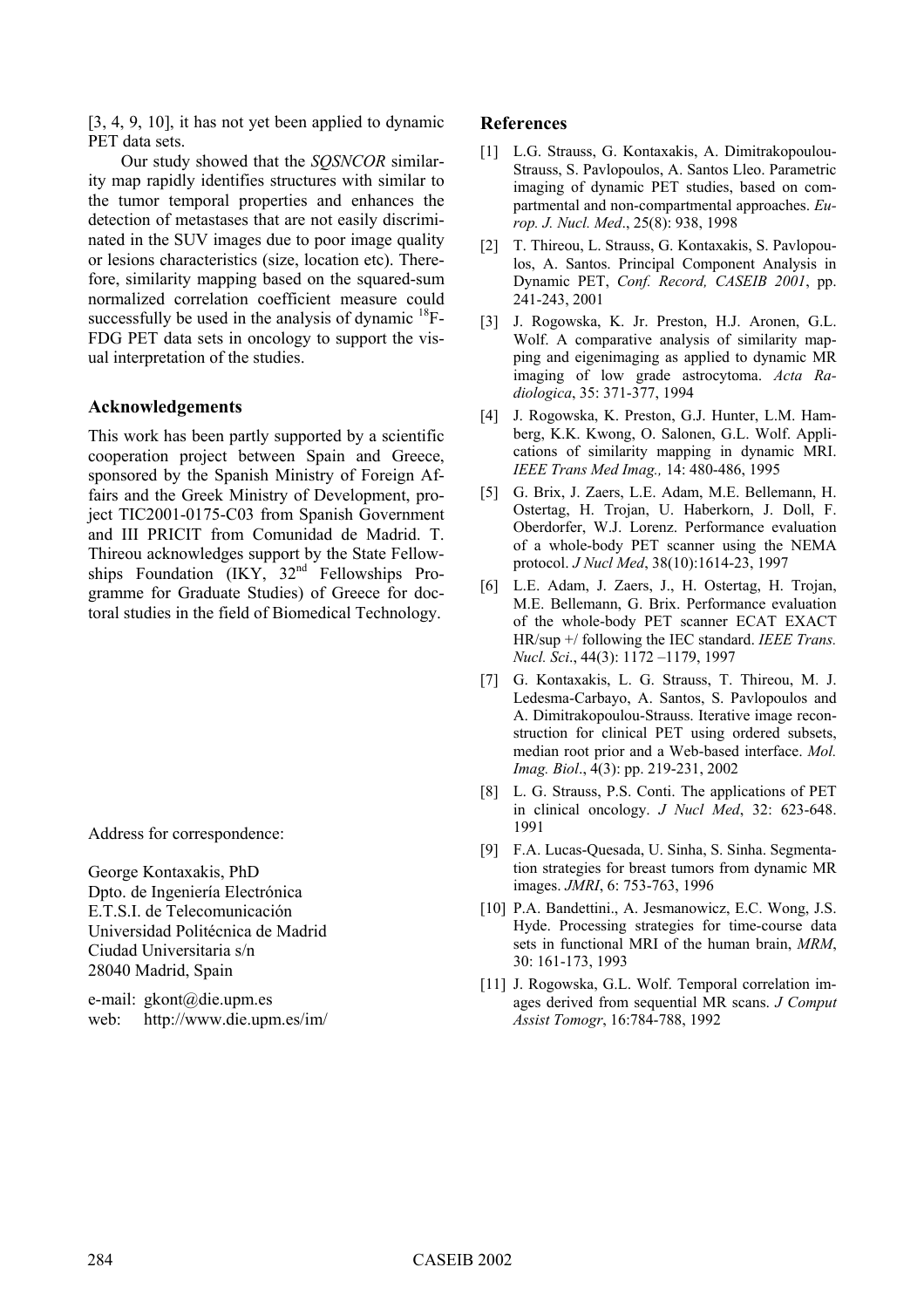[3, 4, 9, 10], it has not yet been applied to dynamic PET data sets.

Our study showed that the *SQSNCOR* similarity map rapidly identifies structures with similar to the tumor temporal properties and enhances the detection of metastases that are not easily discriminated in the SUV images due to poor image quality or lesions characteristics (size, location etc). Therefore, similarity mapping based on the squared-sum normalized correlation coefficient measure could successfully be used in the analysis of dynamic $^{18}$F-FDG PET data sets in oncology to support the visual interpretation of the studies.

## Acknowledgements

This work has been partly supported by a scientific cooperation project between Spain and Greece, sponsored by the Spanish Ministry of Foreign Affairs and the Greek Ministry of Development, project TIC2001-0175-C03 from Spanish Government and III PRICIT from Comunidad de Madrid. T. Thireou acknowledges support by the State Fellowships Foundation (IKY, $32^{nd}$ Fellowships Programme for Graduate Studies) of Greece for doctoral studies in the field of Biomedical Technology.

Address for correspondence:

George Kontaxakis, PhD
Dpto. de Ingeniería Electrónica
E.T.S.I. de Telecomunicación
Universidad Politécnica de Madrid
Ciudad Universitaria s/n
28040 Madrid, Spain

e-mail: gkont@die.upm.es
web: http://www.die.upm.es/im/

## References

[1] L.G. Strauss, G. Kontaxakis, A. Dimitrakopoulou-Strauss, S. Pavlopoulos, A. Santos Lleo. Parametric imaging of dynamic PET studies, based on compartmental and non-compartmental approaches. *Europ. J. Nucl. Med*., 25(8): 938, 1998

[2] T. Thireou, L. Strauss, G. Kontaxakis, S. Pavlopoulos, A. Santos. Principal Component Analysis in Dynamic PET, *Conf. Record, CASEIB 2001*, pp. 241-243, 2001

[3] J. Rogowska, K. Jr. Preston, H.J. Aronen, G.L. Wolf. A comparative analysis of similarity mapping and eigenimaging as applied to dynamic MR imaging of low grade astrocytoma. *Acta Radiologica*, 35: 371-377, 1994

[4] J. Rogowska, K. Preston, G.J. Hunter, L.M. Hamberg, K.K. Kwong, O. Salonen, G.L. Wolf. Applications of similarity mapping in dynamic MRI. *IEEE Trans Med Imag.,* 14: 480-486, 1995

[5] G. Brix, J. Zaers, L.E. Adam, M.E. Bellemann, H. Ostertag, H. Trojan, U. Haberkorn, J. Doll, F. Oberdorfer, W.J. Lorenz. Performance evaluation of a whole-body PET scanner using the NEMA protocol. *J Nucl Med*, 38(10):1614-23, 1997

[6] L.E. Adam, J. Zaers, J., H. Ostertag, H. Trojan, M.E. Bellemann, G. Brix. Performance evaluation of the whole-body PET scanner ECAT EXACT HR/sup +/ following the IEC standard. *IEEE Trans. Nucl. Sci*., 44(3): 1172 –1179, 1997

[7] G. Kontaxakis, L. G. Strauss, T. Thireou, M. J. Ledesma-Carbayo, A. Santos, S. Pavlopoulos and A. Dimitrakopoulou-Strauss. Iterative image reconstruction for clinical PET using ordered subsets, median root prior and a Web-based interface. *Mol. Imag. Biol*., 4(3): pp. 219-231, 2002

[8] L. G. Strauss, P.S. Conti. The applications of PET in clinical oncology. *J Nucl Med*, 32: 623-648. 1991

[9] F.A. Lucas-Quesada, U. Sinha, S. Sinha. Segmentation strategies for breast tumors from dynamic MR images. *JMRI*, 6: 753-763, 1996

[10] P.A. Bandettini., A. Jesmanowicz, E.C. Wong, J.S. Hyde. Processing strategies for time-course data sets in functional MRI of the human brain, *MRM*, 30: 161-173, 1993

[11] J. Rogowska, G.L. Wolf. Temporal correlation images derived from sequential MR scans. *J Comput Assist Tomogr*, 16:784-788, 1992